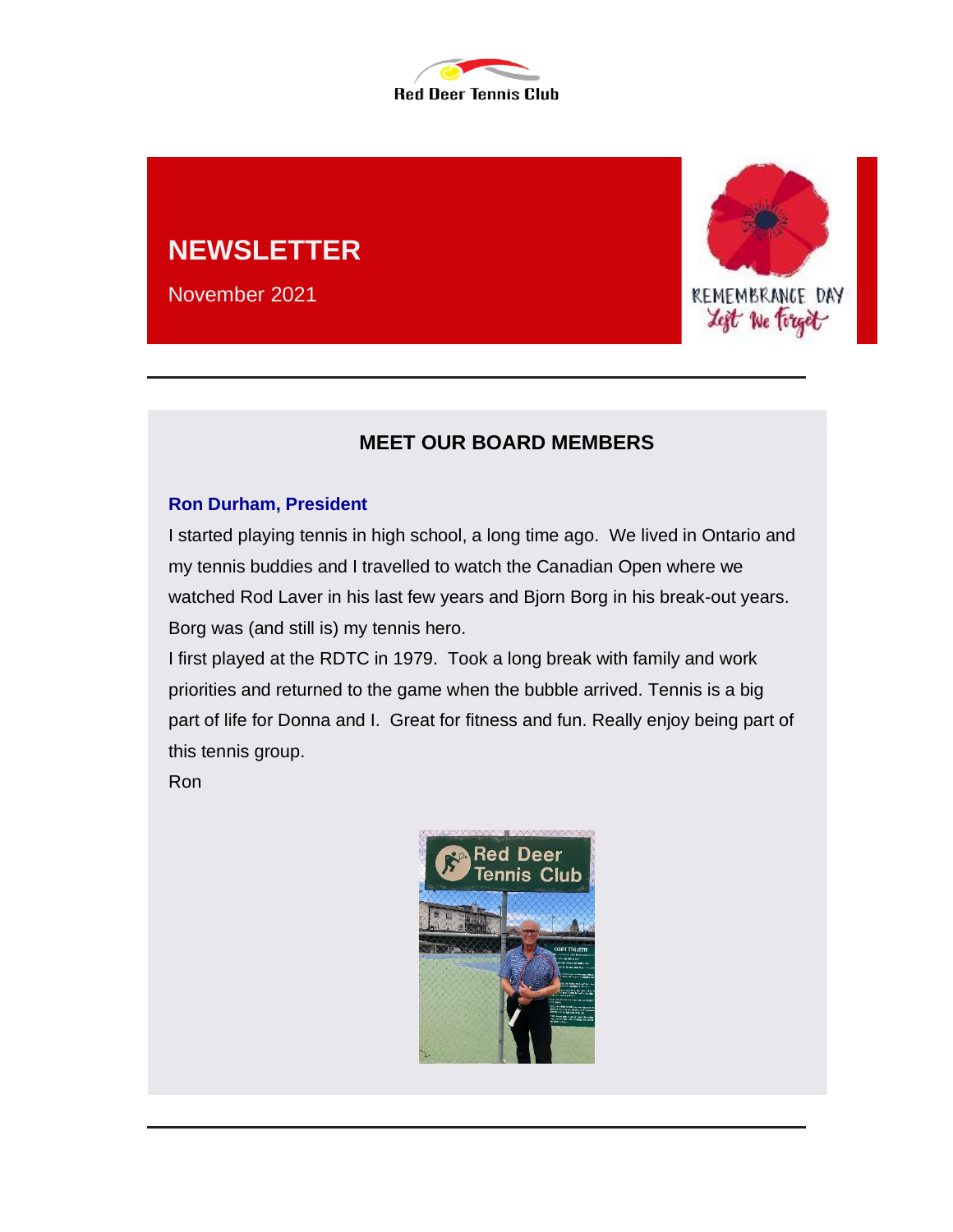Red Deer Tennis Club

# NEWSLETTER

November 2021

REMEMBRANCE DAY
Lest We Forget

## MEET OUR BOARD MEMBERS

**Ron Durham, President**

I started playing tennis in high school, a long time ago. We lived in Ontario and my tennis buddies and I travelled to watch the Canadian Open where we watched Rod Laver in his last few years and Bjorn Borg in his break-out years. Borg was (and still is) my tennis hero.

I first played at the RDTC in 1979. Took a long break with family and work priorities and returned to the game when the bubble arrived. Tennis is a big part of life for Donna and I. Great for fitness and fun. Really enjoy being part of this tennis group.

Ron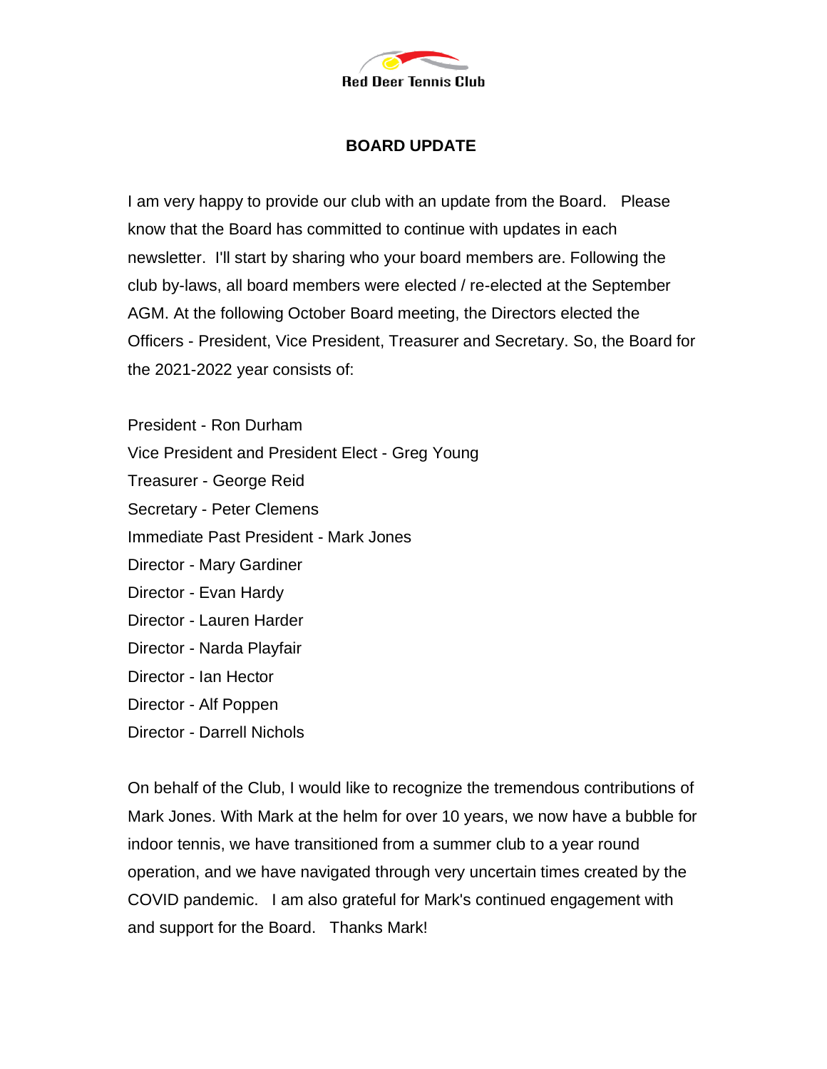Red Deer Tennis Club

# BOARD UPDATE

I am very happy to provide our club with an update from the Board. Please know that the Board has committed to continue with updates in each newsletter. I'll start by sharing who your board members are. Following the club by-laws, all board members were elected / re-elected at the September AGM. At the following October Board meeting, the Directors elected the Officers - President, Vice President, Treasurer and Secretary. So, the Board for the 2021-2022 year consists of:

President - Ron Durham
Vice President and President Elect - Greg Young
Treasurer - George Reid
Secretary - Peter Clemens
Immediate Past President - Mark Jones
Director - Mary Gardiner
Director - Evan Hardy
Director - Lauren Harder
Director - Narda Playfair
Director - Ian Hector
Director - Alf Poppen
Director - Darrell Nichols

On behalf of the Club, I would like to recognize the tremendous contributions of Mark Jones. With Mark at the helm for over 10 years, we now have a bubble for indoor tennis, we have transitioned from a summer club to a year round operation, and we have navigated through very uncertain times created by the COVID pandemic. I am also grateful for Mark's continued engagement with and support for the Board. Thanks Mark!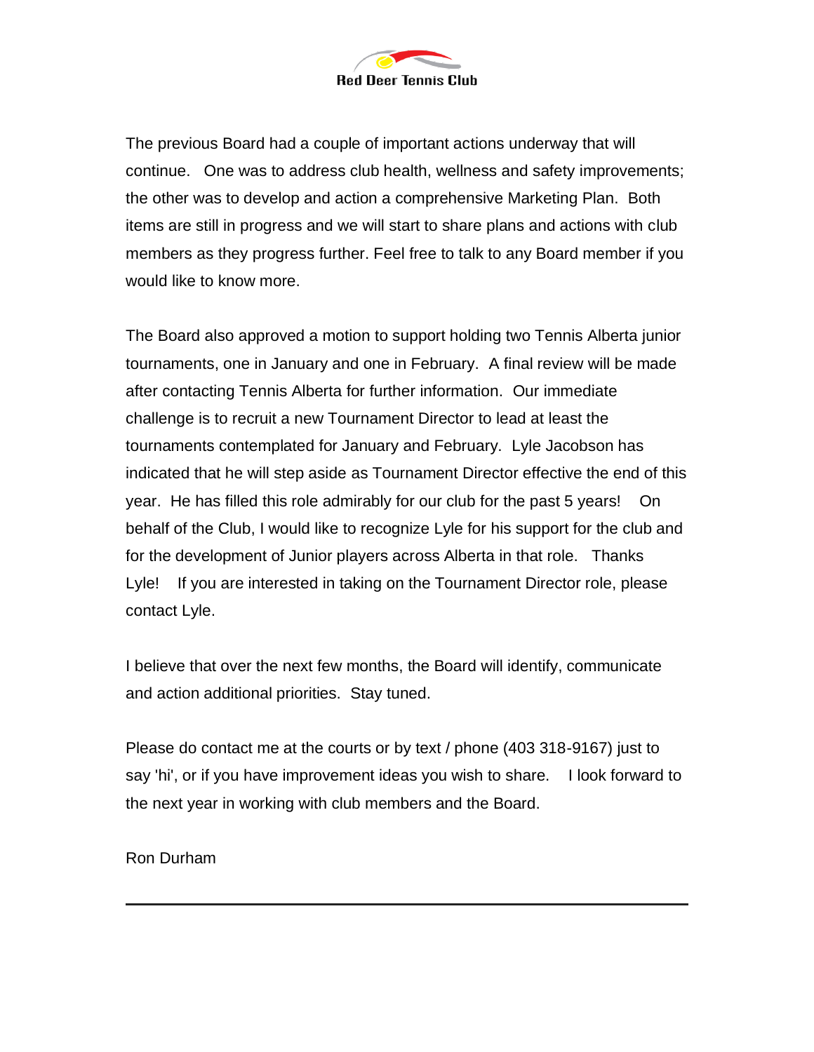The previous Board had a couple of important actions underway that will continue. One was to address club health, wellness and safety improvements; the other was to develop and action a comprehensive Marketing Plan. Both items are still in progress and we will start to share plans and actions with club members as they progress further. Feel free to talk to any Board member if you would like to know more.

The Board also approved a motion to support holding two Tennis Alberta junior tournaments, one in January and one in February. A final review will be made after contacting Tennis Alberta for further information. Our immediate challenge is to recruit a new Tournament Director to lead at least the tournaments contemplated for January and February. Lyle Jacobson has indicated that he will step aside as Tournament Director effective the end of this year. He has filled this role admirably for our club for the past 5 years! On behalf of the Club, I would like to recognize Lyle for his support for the club and for the development of Junior players across Alberta in that role. Thanks Lyle! If you are interested in taking on the Tournament Director role, please contact Lyle.

I believe that over the next few months, the Board will identify, communicate and action additional priorities. Stay tuned.

Please do contact me at the courts or by text / phone (403 318-9167) just to say 'hi', or if you have improvement ideas you wish to share. I look forward to the next year in working with club members and the Board.

Ron Durham

---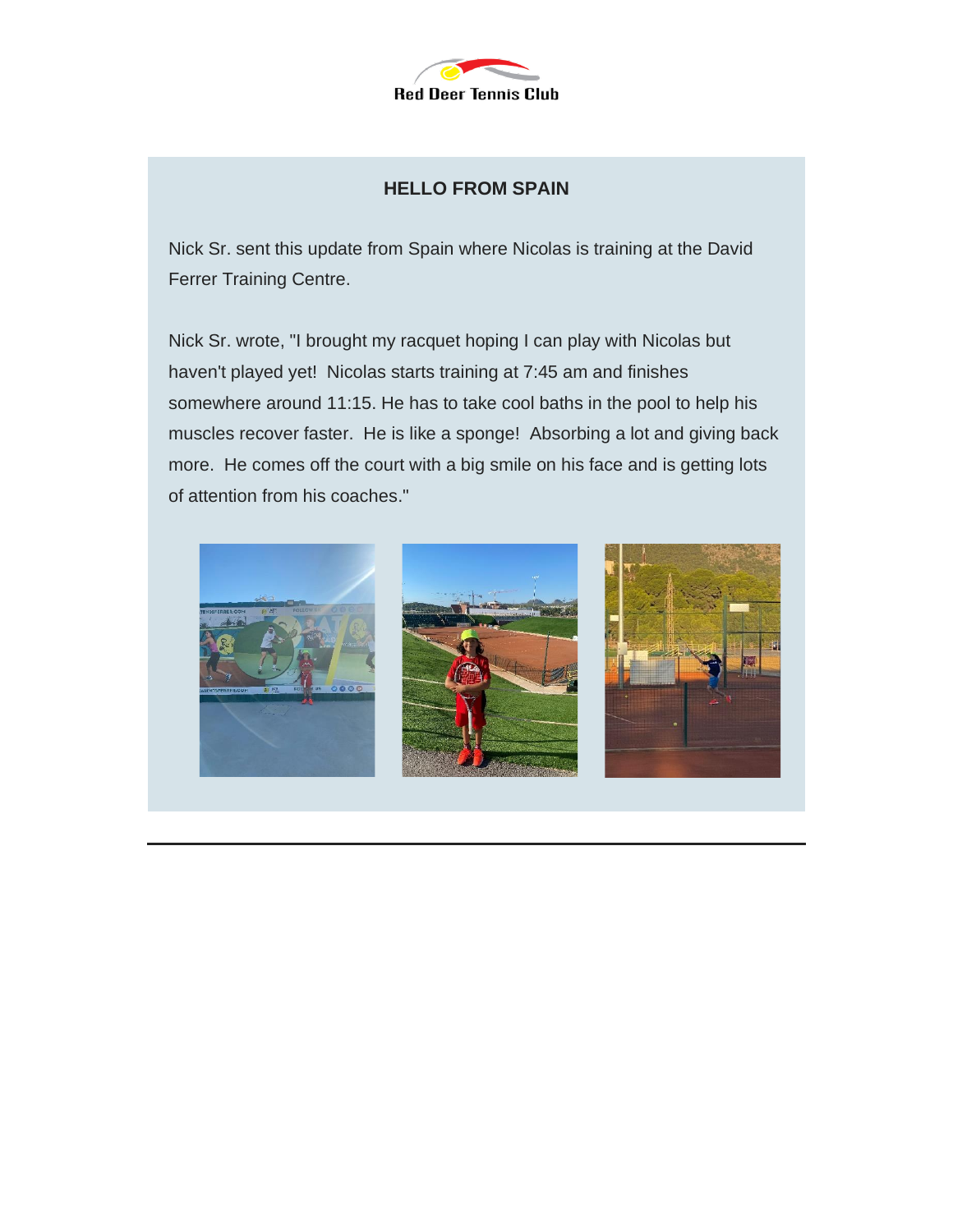Red Deer Tennis Club

## HELLO FROM SPAIN

Nick Sr. sent this update from Spain where Nicolas is training at the David Ferrer Training Centre.

Nick Sr. wrote, "I brought my racquet hoping I can play with Nicolas but haven't played yet! Nicolas starts training at 7:45 am and finishes somewhere around 11:15. He has to take cool baths in the pool to help his muscles recover faster. He is like a sponge! Absorbing a lot and giving back more. He comes off the court with a big smile on his face and is getting lots of attention from his coaches."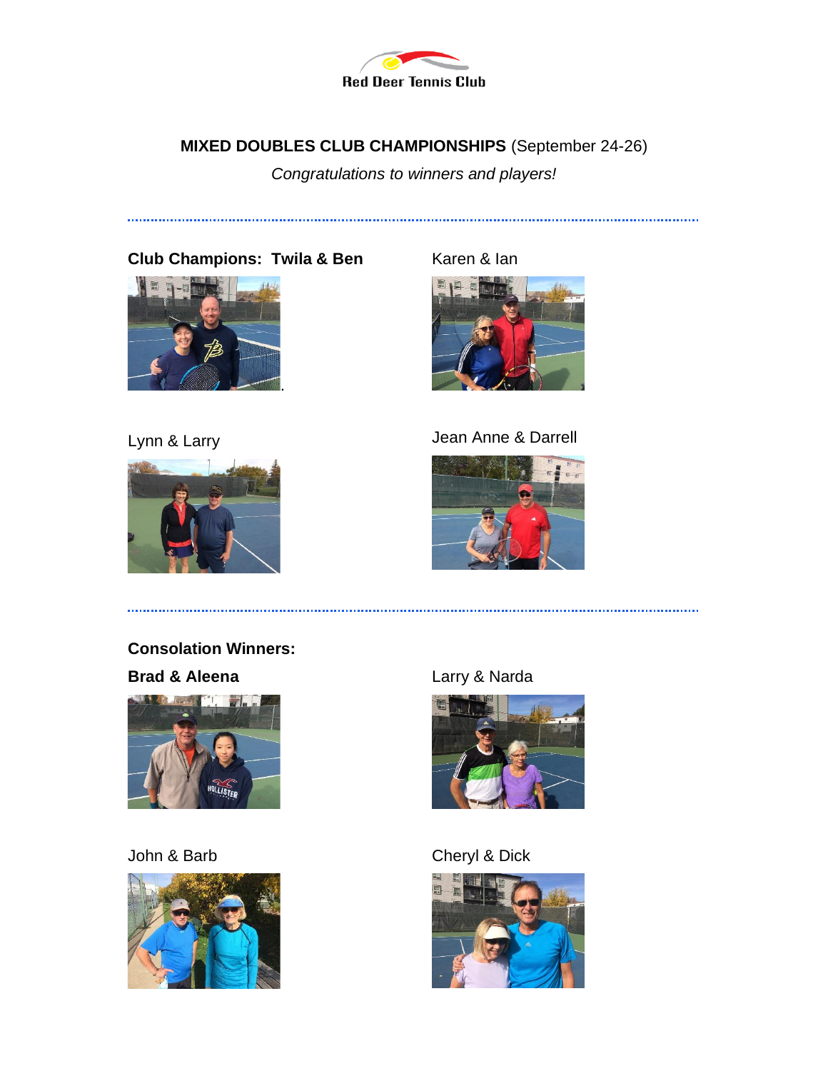Red Deer Tennis Club

**MIXED DOUBLES CLUB CHAMPIONSHIPS** (September 24-26)

*Congratulations to winners and players!*

**Club Champions: Twila & Ben**

Karen & Ian

Lynn & Larry

Jean Anne & Darrell

**Consolation Winners:**

**Brad & Aleena**

Larry & Narda

John & Barb

Cheryl & Dick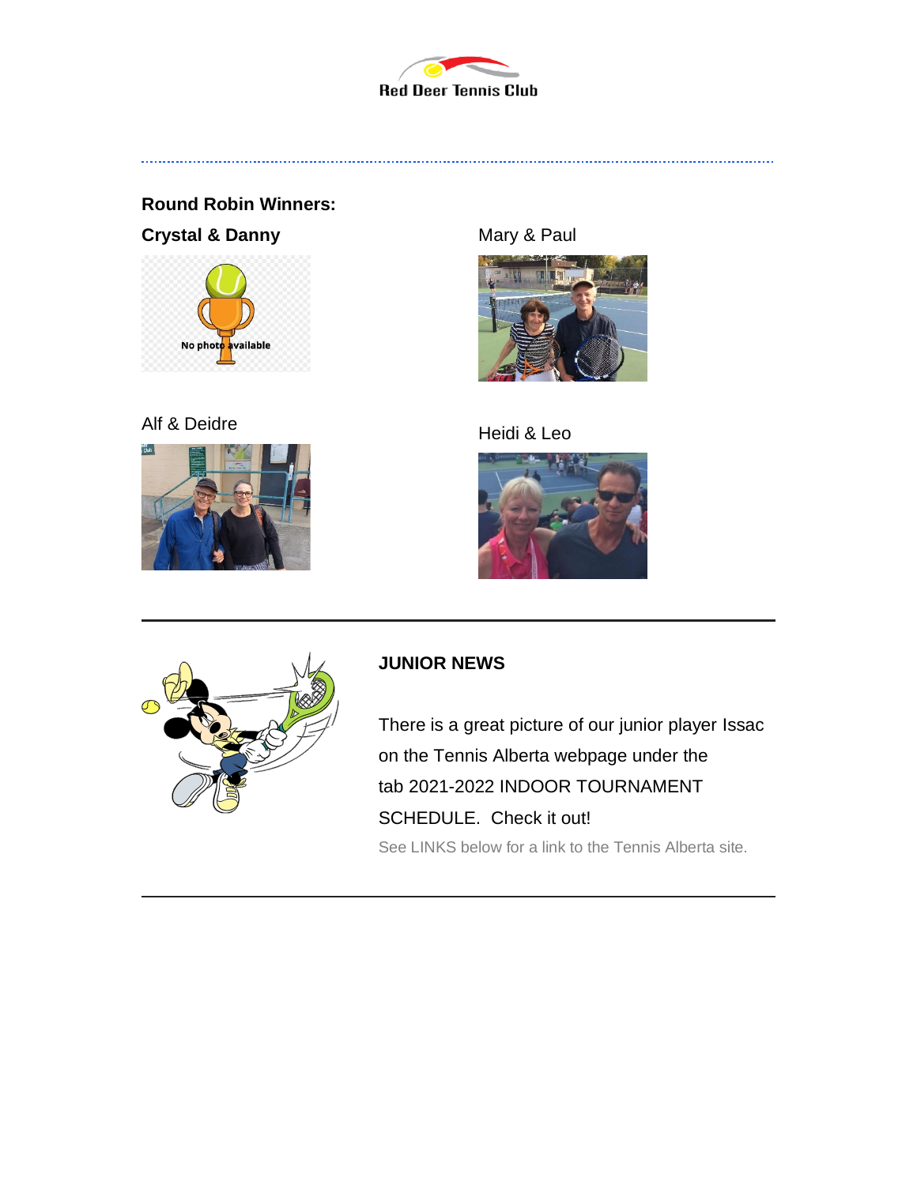**Round Robin Winners:**

**Crystal & Danny**

No photo available

Mary & Paul

Alf & Deidre

Heidi & Leo

---

**JUNIOR NEWS**

There is a great picture of our junior player Issac on the Tennis Alberta webpage under the tab 2021-2022 INDOOR TOURNAMENT SCHEDULE. Check it out!

See LINKS below for a link to the Tennis Alberta site.

---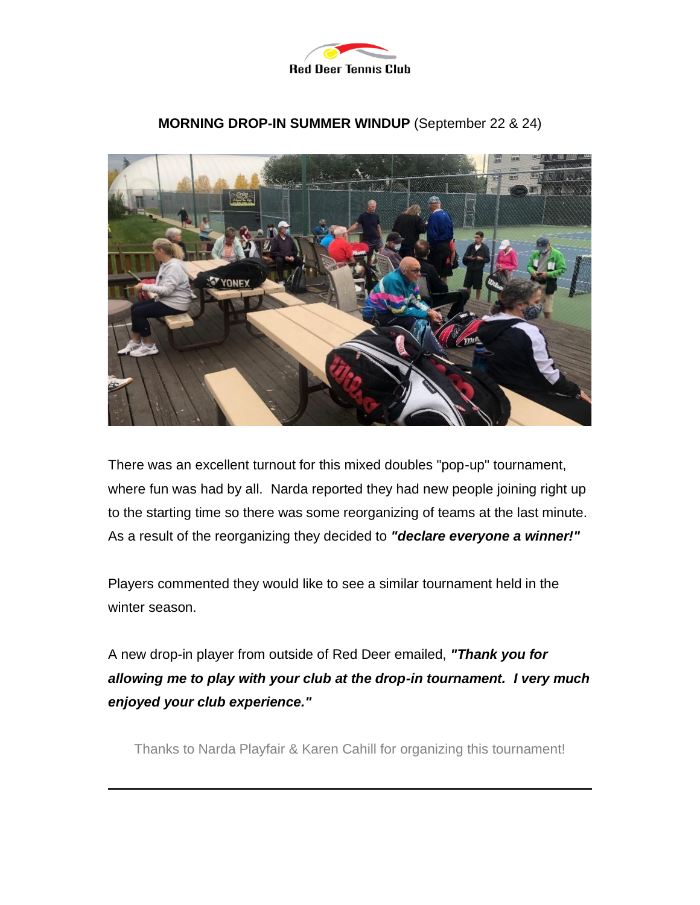Red Deer Tennis Club

**MORNING DROP-IN SUMMER WINDUP** (September 22 & 24)

There was an excellent turnout for this mixed doubles "pop-up" tournament, where fun was had by all. Narda reported they had new people joining right up to the starting time so there was some reorganizing of teams at the last minute. As a result of the reorganizing they decided to ***"declare everyone a winner!"***

Players commented they would like to see a similar tournament held in the winter season.

A new drop-in player from outside of Red Deer emailed, ***"Thank you for allowing me to play with your club at the drop-in tournament. I very much enjoyed your club experience."***

Thanks to Narda Playfair & Karen Cahill for organizing this tournament!

---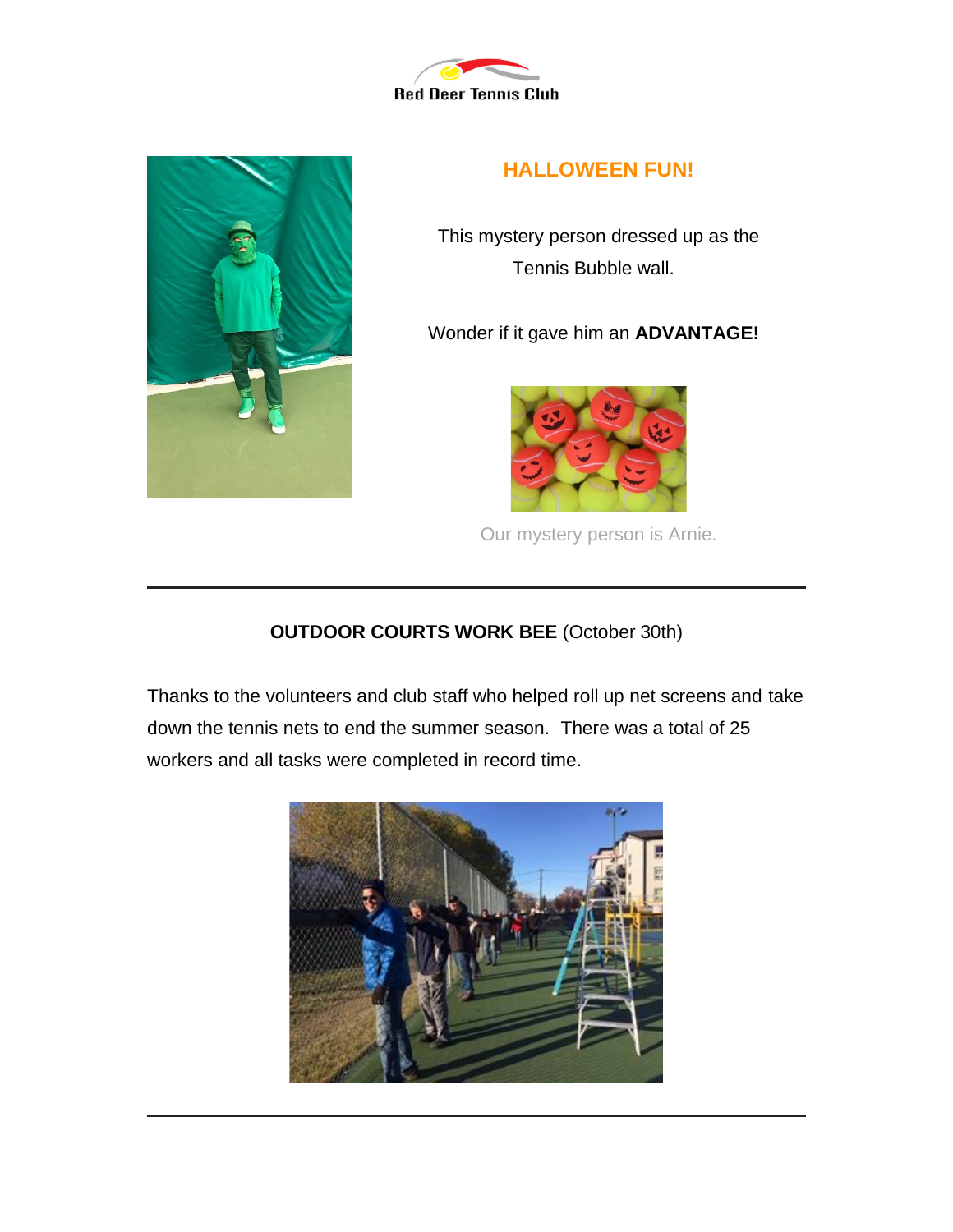## HALLOWEEN FUN!

This mystery person dressed up as the Tennis Bubble wall.

Wonder if it gave him an **ADVANTAGE!**

Our mystery person is Arnie.

---

**OUTDOOR COURTS WORK BEE** (October 30th)

Thanks to the volunteers and club staff who helped roll up net screens and take down the tennis nets to end the summer season. There was a total of 25 workers and all tasks were completed in record time.

---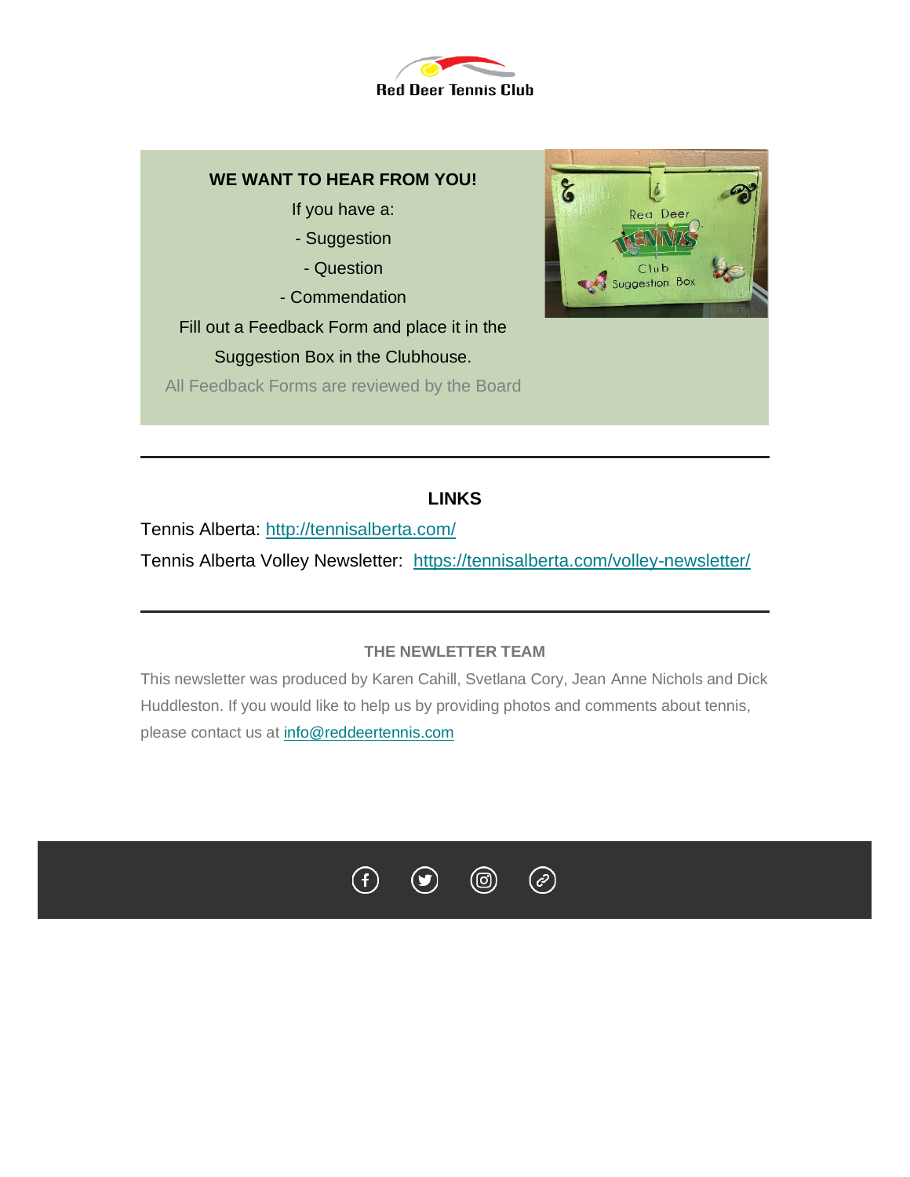Red Deer Tennis Club

**WE WANT TO HEAR FROM YOU!**

If you have a:

- Suggestion
- Question
- Commendation

Fill out a Feedback Form and place it in the Suggestion Box in the Clubhouse.

All Feedback Forms are reviewed by the Board

---

**LINKS**

Tennis Alberta: http://tennisalberta.com/

Tennis Alberta Volley Newsletter: https://tennisalberta.com/volley-newsletter/

---

**THE NEWLETTER TEAM**

This newsletter was produced by Karen Cahill, Svetlana Cory, Jean Anne Nichols and Dick Huddleston. If you would like to help us by providing photos and comments about tennis, please contact us at info@reddeertennis.com